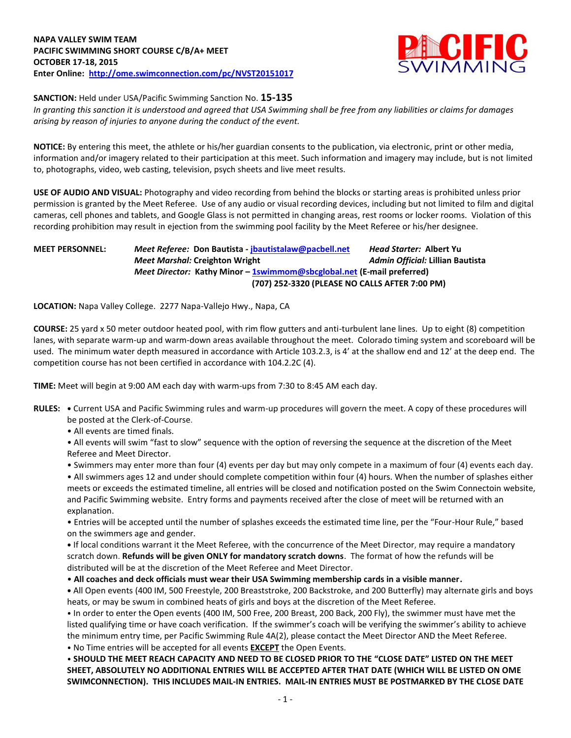**NAPA VALLEY SWIM TEAM**
**PACIFIC SWIMMING SHORT COURSE C/B/A+ MEET**
**OCTOBER 17-18, 2015**
**Enter Online: [http://ome.swimconnection.com/pc/NVST20151017](http://ome.swimconnection.com/pc/NVST20151017)**

**SANCTION:** Held under USA/Pacific Swimming Sanction No. **15-135**
*In granting this sanction it is understood and agreed that USA Swimming shall be free from any liabilities or claims for damages arising by reason of injuries to anyone during the conduct of the event.*

**NOTICE:** By entering this meet, the athlete or his/her guardian consents to the publication, via electronic, print or other media, information and/or imagery related to their participation at this meet. Such information and imagery may include, but is not limited to, photographs, video, web casting, television, psych sheets and live meet results.

**USE OF AUDIO AND VISUAL:** Photography and video recording from behind the blocks or starting areas is prohibited unless prior permission is granted by the Meet Referee. Use of any audio or visual recording devices, including but not limited to film and digital cameras, cell phones and tablets, and Google Glass is not permitted in changing areas, rest rooms or locker rooms. Violation of this recording prohibition may result in ejection from the swimming pool facility by the Meet Referee or his/her designee.

**MEET PERSONNEL:**
*Meet Referee:* **Don Bautista - jbautistalaw@pacbell.net**
*Head Starter:* **Albert Yu**
*Meet Marshal:* **Creighton Wright**
*Admin Official:* **Lillian Bautista**
*Meet Director:* **Kathy Minor – 1swimmom@sbcglobal.net (E-mail preferred)**
**(707) 252-3320 (PLEASE NO CALLS AFTER 7:00 PM)**

**LOCATION:** Napa Valley College. 2277 Napa-Vallejo Hwy., Napa, CA

**COURSE:** 25 yard x 50 meter outdoor heated pool, with rim flow gutters and anti-turbulent lane lines. Up to eight (8) competition lanes, with separate warm-up and warm-down areas available throughout the meet. Colorado timing system and scoreboard will be used. The minimum water depth measured in accordance with Article 103.2.3, is 4' at the shallow end and 12' at the deep end. The competition course has not been certified in accordance with 104.2.2C (4).

**TIME:** Meet will begin at 9:00 AM each day with warm-ups from 7:30 to 8:45 AM each day.

**RULES:**

- Current USA and Pacific Swimming rules and warm-up procedures will govern the meet. A copy of these procedures will be posted at the Clerk-of-Course.
- All events are timed finals.
- All events will swim "fast to slow" sequence with the option of reversing the sequence at the discretion of the Meet Referee and Meet Director.
- Swimmers may enter more than four (4) events per day but may only compete in a maximum of four (4) events each day.
- All swimmers ages 12 and under should complete competition within four (4) hours. When the number of splashes either meets or exceeds the estimated timeline, all entries will be closed and notification posted on the Swim Connectoin website, and Pacific Swimming website. Entry forms and payments received after the close of meet will be returned with an explanation.
- Entries will be accepted until the number of splashes exceeds the estimated time line, per the "Four-Hour Rule," based on the swimmers age and gender.
- If local conditions warrant it the Meet Referee, with the concurrence of the Meet Director, may require a mandatory scratch down. **Refunds will be given ONLY for mandatory scratch downs**. The format of how the refunds will be distributed will be at the discretion of the Meet Referee and Meet Director.
- **All coaches and deck officials must wear their USA Swimming membership cards in a visible manner.**
- All Open events (400 IM, 500 Freestyle, 200 Breaststroke, 200 Backstroke, and 200 Butterfly) may alternate girls and boys heats, or may be swum in combined heats of girls and boys at the discretion of the Meet Referee.
- In order to enter the Open events (400 IM, 500 Free, 200 Breast, 200 Back, 200 Fly), the swimmer must have met the listed qualifying time or have coach verification. If the swimmer's coach will be verifying the swimmer's ability to achieve the minimum entry time, per Pacific Swimming Rule 4A(2), please contact the Meet Director AND the Meet Referee.
- No Time entries will be accepted for all events **EXCEPT** the Open Events.
- **SHOULD THE MEET REACH CAPACITY AND NEED TO BE CLOSED PRIOR TO THE "CLOSE DATE" LISTED ON THE MEET SHEET, ABSOLUTELY NO ADDITIONAL ENTRIES WILL BE ACCEPTED AFTER THAT DATE (WHICH WILL BE LISTED ON OME SWIMCONNECTION). THIS INCLUDES MAIL-IN ENTRIES. MAIL-IN ENTRIES MUST BE POSTMARKED BY THE CLOSE DATE**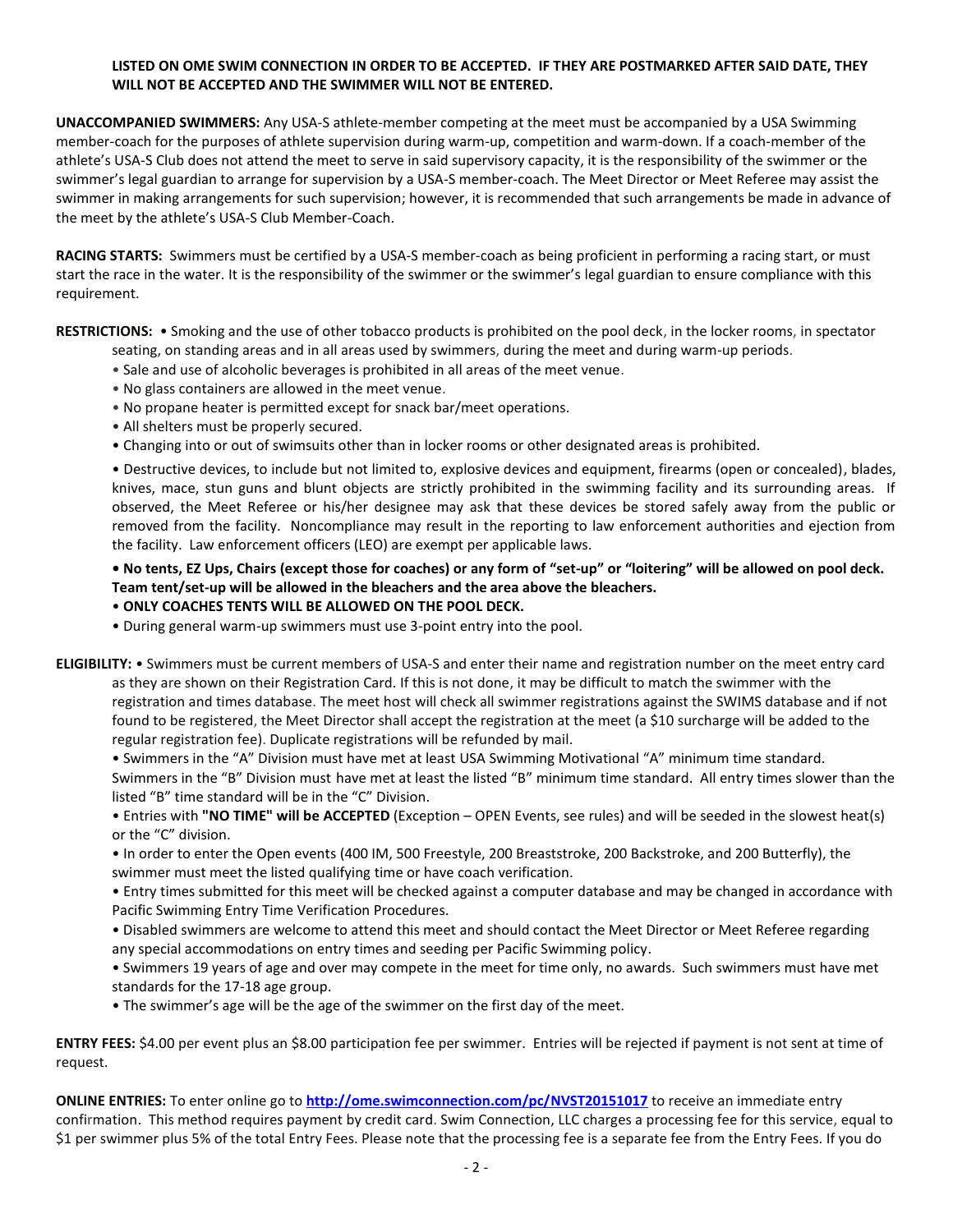**LISTED ON OME SWIM CONNECTION IN ORDER TO BE ACCEPTED. IF THEY ARE POSTMARKED AFTER SAID DATE, THEY WILL NOT BE ACCEPTED AND THE SWIMMER WILL NOT BE ENTERED.**

**UNACCOMPANIED SWIMMERS:** Any USA-S athlete-member competing at the meet must be accompanied by a USA Swimming member-coach for the purposes of athlete supervision during warm-up, competition and warm-down. If a coach-member of the athlete's USA-S Club does not attend the meet to serve in said supervisory capacity, it is the responsibility of the swimmer or the swimmer's legal guardian to arrange for supervision by a USA-S member-coach. The Meet Director or Meet Referee may assist the swimmer in making arrangements for such supervision; however, it is recommended that such arrangements be made in advance of the meet by the athlete's USA-S Club Member-Coach.

**RACING STARTS:** Swimmers must be certified by a USA-S member-coach as being proficient in performing a racing start, or must start the race in the water. It is the responsibility of the swimmer or the swimmer's legal guardian to ensure compliance with this requirement.

**RESTRICTIONS:**
- Smoking and the use of other tobacco products is prohibited on the pool deck, in the locker rooms, in spectator seating, on standing areas and in all areas used by swimmers, during the meet and during warm-up periods.
- Sale and use of alcoholic beverages is prohibited in all areas of the meet venue.
- No glass containers are allowed in the meet venue.
- No propane heater is permitted except for snack bar/meet operations.
- All shelters must be properly secured.
- Changing into or out of swimsuits other than in locker rooms or other designated areas is prohibited.
- Destructive devices, to include but not limited to, explosive devices and equipment, firearms (open or concealed), blades, knives, mace, stun guns and blunt objects are strictly prohibited in the swimming facility and its surrounding areas. If observed, the Meet Referee or his/her designee may ask that these devices be stored safely away from the public or removed from the facility. Noncompliance may result in the reporting to law enforcement authorities and ejection from the facility. Law enforcement officers (LEO) are exempt per applicable laws.
- **No tents, EZ Ups, Chairs (except those for coaches) or any form of "set-up" or "loitering" will be allowed on pool deck. Team tent/set-up will be allowed in the bleachers and the area above the bleachers.**
- **ONLY COACHES TENTS WILL BE ALLOWED ON THE POOL DECK.**
- During general warm-up swimmers must use 3-point entry into the pool.

**ELIGIBILITY:**
- Swimmers must be current members of USA-S and enter their name and registration number on the meet entry card as they are shown on their Registration Card. If this is not done, it may be difficult to match the swimmer with the registration and times database. The meet host will check all swimmer registrations against the SWIMS database and if not found to be registered, the Meet Director shall accept the registration at the meet (a $10 surcharge will be added to the regular registration fee). Duplicate registrations will be refunded by mail.
- Swimmers in the "A" Division must have met at least USA Swimming Motivational "A" minimum time standard. Swimmers in the "B" Division must have met at least the listed "B" minimum time standard. All entry times slower than the listed "B" time standard will be in the "C" Division.
- Entries with **"NO TIME" will be ACCEPTED** (Exception – OPEN Events, see rules) and will be seeded in the slowest heat(s) or the "C" division.
- In order to enter the Open events (400 IM, 500 Freestyle, 200 Breaststroke, 200 Backstroke, and 200 Butterfly), the swimmer must meet the listed qualifying time or have coach verification.
- Entry times submitted for this meet will be checked against a computer database and may be changed in accordance with Pacific Swimming Entry Time Verification Procedures.
- Disabled swimmers are welcome to attend this meet and should contact the Meet Director or Meet Referee regarding any special accommodations on entry times and seeding per Pacific Swimming policy.
- Swimmers 19 years of age and over may compete in the meet for time only, no awards. Such swimmers must have met standards for the 17-18 age group.
- The swimmer's age will be the age of the swimmer on the first day of the meet.

**ENTRY FEES:** $4.00 per event plus an $8.00 participation fee per swimmer. Entries will be rejected if payment is not sent at time of request.

**ONLINE ENTRIES:** To enter online go to **http://ome.swimconnection.com/pc/NVST20151017** to receive an immediate entry confirmation. This method requires payment by credit card. Swim Connection, LLC charges a processing fee for this service, equal to $1 per swimmer plus 5% of the total Entry Fees. Please note that the processing fee is a separate fee from the Entry Fees. If you do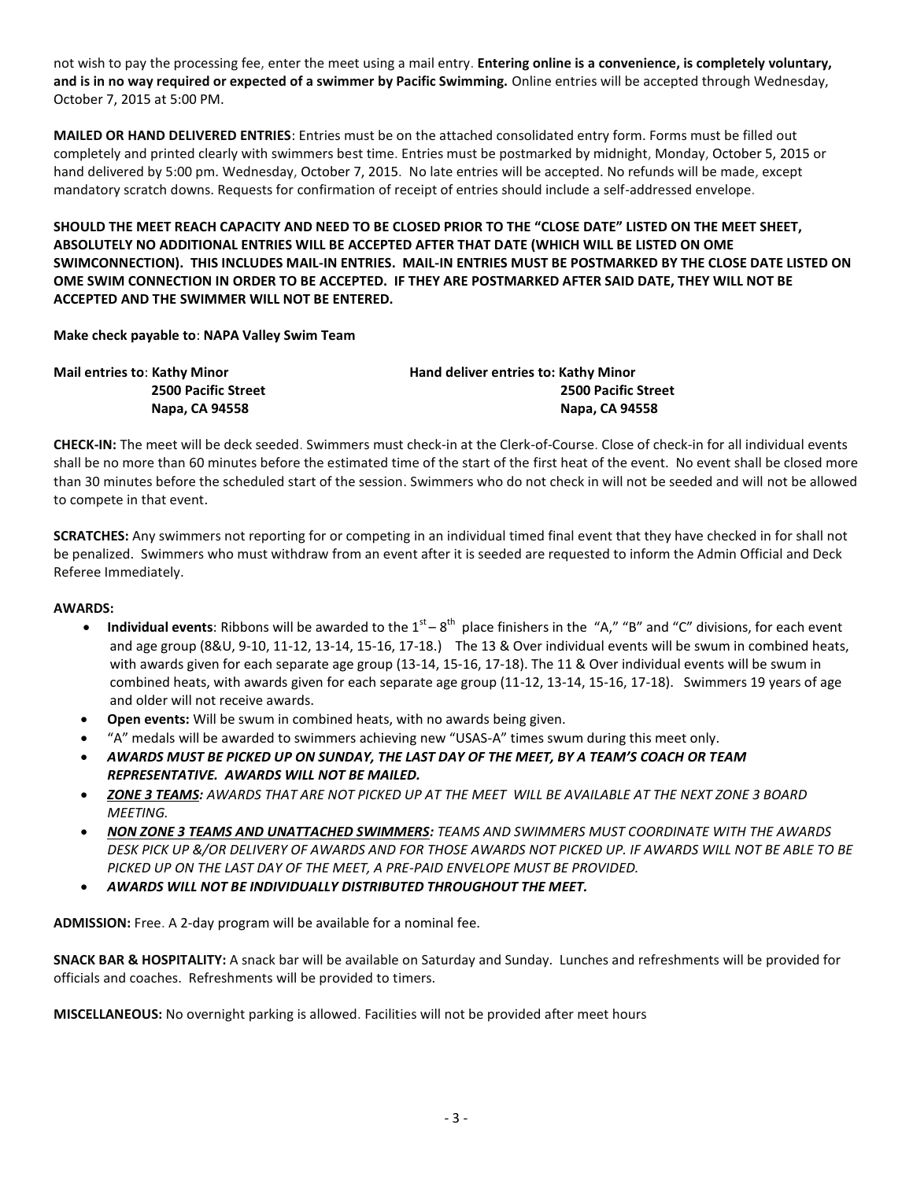not wish to pay the processing fee, enter the meet using a mail entry. **Entering online is a convenience, is completely voluntary, and is in no way required or expected of a swimmer by Pacific Swimming.** Online entries will be accepted through Wednesday, October 7, 2015 at 5:00 PM.

**MAILED OR HAND DELIVERED ENTRIES**: Entries must be on the attached consolidated entry form. Forms must be filled out completely and printed clearly with swimmers best time. Entries must be postmarked by midnight, Monday, October 5, 2015 or hand delivered by 5:00 pm. Wednesday, October 7, 2015. No late entries will be accepted. No refunds will be made, except mandatory scratch downs. Requests for confirmation of receipt of entries should include a self-addressed envelope.

**SHOULD THE MEET REACH CAPACITY AND NEED TO BE CLOSED PRIOR TO THE "CLOSE DATE" LISTED ON THE MEET SHEET, ABSOLUTELY NO ADDITIONAL ENTRIES WILL BE ACCEPTED AFTER THAT DATE (WHICH WILL BE LISTED ON OME SWIMCONNECTION). THIS INCLUDES MAIL-IN ENTRIES. MAIL-IN ENTRIES MUST BE POSTMARKED BY THE CLOSE DATE LISTED ON OME SWIM CONNECTION IN ORDER TO BE ACCEPTED. IF THEY ARE POSTMARKED AFTER SAID DATE, THEY WILL NOT BE ACCEPTED AND THE SWIMMER WILL NOT BE ENTERED.**

**Make check payable to**: **NAPA Valley Swim Team**

**Mail entries to**: **Kathy Minor**
**2500 Pacific Street**
**Napa, CA 94558**

**Hand deliver entries to: Kathy Minor**
**2500 Pacific Street**
**Napa, CA 94558**

**CHECK-IN:** The meet will be deck seeded. Swimmers must check-in at the Clerk-of-Course. Close of check-in for all individual events shall be no more than 60 minutes before the estimated time of the start of the first heat of the event. No event shall be closed more than 30 minutes before the scheduled start of the session. Swimmers who do not check in will not be seeded and will not be allowed to compete in that event.

**SCRATCHES:** Any swimmers not reporting for or competing in an individual timed final event that they have checked in for shall not be penalized. Swimmers who must withdraw from an event after it is seeded are requested to inform the Admin Official and Deck Referee Immediately.

**AWARDS:**

- **Individual events**: Ribbons will be awarded to the 1st – 8th place finishers in the "A," "B" and "C" divisions, for each event and age group (8&U, 9-10, 11-12, 13-14, 15-16, 17-18.) The 13 & Over individual events will be swum in combined heats, with awards given for each separate age group (13-14, 15-16, 17-18). The 11 & Over individual events will be swum in combined heats, with awards given for each separate age group (11-12, 13-14, 15-16, 17-18). Swimmers 19 years of age and older will not receive awards.
- **Open events:** Will be swum in combined heats, with no awards being given.
- "A" medals will be awarded to swimmers achieving new "USAS-A" times swum during this meet only.
- ***AWARDS MUST BE PICKED UP ON SUNDAY, THE LAST DAY OF THE MEET, BY A TEAM'S COACH OR TEAM REPRESENTATIVE. AWARDS WILL NOT BE MAILED.***
- ***ZONE 3 TEAMS:*** *AWARDS THAT ARE NOT PICKED UP AT THE MEET WILL BE AVAILABLE AT THE NEXT ZONE 3 BOARD MEETING.*
- ***NON ZONE 3 TEAMS AND UNATTACHED SWIMMERS:*** *TEAMS AND SWIMMERS MUST COORDINATE WITH THE AWARDS DESK PICK UP &/OR DELIVERY OF AWARDS AND FOR THOSE AWARDS NOT PICKED UP. IF AWARDS WILL NOT BE ABLE TO BE PICKED UP ON THE LAST DAY OF THE MEET, A PRE-PAID ENVELOPE MUST BE PROVIDED.*
- ***AWARDS WILL NOT BE INDIVIDUALLY DISTRIBUTED THROUGHOUT THE MEET.***

**ADMISSION:** Free. A 2-day program will be available for a nominal fee.

**SNACK BAR & HOSPITALITY:** A snack bar will be available on Saturday and Sunday. Lunches and refreshments will be provided for officials and coaches. Refreshments will be provided to timers.

**MISCELLANEOUS:** No overnight parking is allowed. Facilities will not be provided after meet hours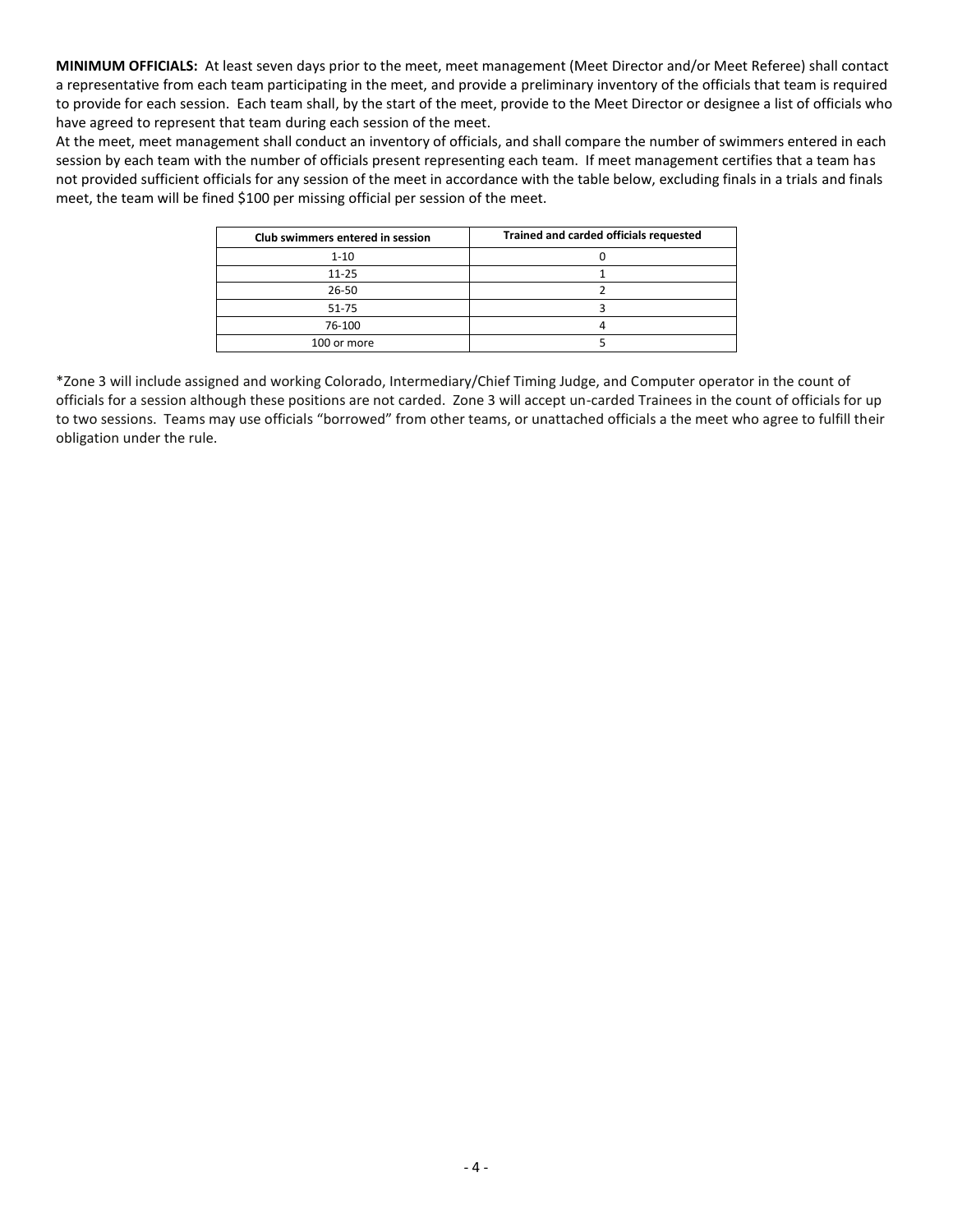**MINIMUM OFFICIALS:** At least seven days prior to the meet, meet management (Meet Director and/or Meet Referee) shall contact a representative from each team participating in the meet, and provide a preliminary inventory of the officials that team is required to provide for each session. Each team shall, by the start of the meet, provide to the Meet Director or designee a list of officials who have agreed to represent that team during each session of the meet.

At the meet, meet management shall conduct an inventory of officials, and shall compare the number of swimmers entered in each session by each team with the number of officials present representing each team. If meet management certifies that a team has not provided sufficient officials for any session of the meet in accordance with the table below, excluding finals in a trials and finals meet, the team will be fined $100 per missing official per session of the meet.

| Club swimmers entered in session | Trained and carded officials requested |
|---|---|
| 1-10 | 0 |
| 11-25 | 1 |
| 26-50 | 2 |
| 51-75 | 3 |
| 76-100 | 4 |
| 100 or more | 5 |

*Zone 3 will include assigned and working Colorado, Intermediary/Chief Timing Judge, and Computer operator in the count of officials for a session although these positions are not carded. Zone 3 will accept un-carded Trainees in the count of officials for up to two sessions. Teams may use officials "borrowed" from other teams, or unattached officials a the meet who agree to fulfill their obligation under the rule.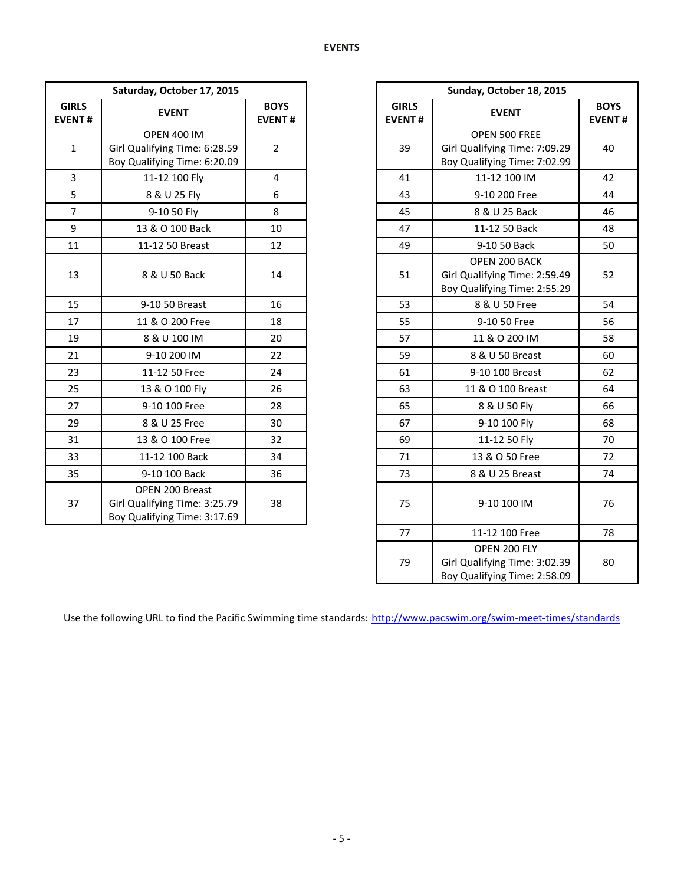## EVENTS

| Saturday, October 17, 2015 | | |
|---|---|---|
| **GIRLS EVENT #** | **EVENT** | **BOYS EVENT #** |
| 1 | OPEN 400 IM<br>Girl Qualifying Time: 6:28.59<br>Boy Qualifying Time: 6:20.09 | 2 |
| 3 | 11-12 100 Fly | 4 |
| 5 | 8 & U 25 Fly | 6 |
| 7 | 9-10 50 Fly | 8 |
| 9 | 13 & O 100 Back | 10 |
| 11 | 11-12 50 Breast | 12 |
| 13 | 8 & U 50 Back | 14 |
| 15 | 9-10 50 Breast | 16 |
| 17 | 11 & O 200 Free | 18 |
| 19 | 8 & U 100 IM | 20 |
| 21 | 9-10 200 IM | 22 |
| 23 | 11-12 50 Free | 24 |
| 25 | 13 & O 100 Fly | 26 |
| 27 | 9-10 100 Free | 28 |
| 29 | 8 & U 25 Free | 30 |
| 31 | 13 & O 100 Free | 32 |
| 33 | 11-12 100 Back | 34 |
| 35 | 9-10 100 Back | 36 |
| 37 | OPEN 200 Breast<br>Girl Qualifying Time: 3:25.79<br>Boy Qualifying Time: 3:17.69 | 38 |

| Sunday, October 18, 2015 | | |
|---|---|---|
| **GIRLS EVENT #** | **EVENT** | **BOYS EVENT #** |
| 39 | OPEN 500 FREE<br>Girl Qualifying Time: 7:09.29<br>Boy Qualifying Time: 7:02.99 | 40 |
| 41 | 11-12 100 IM | 42 |
| 43 | 9-10 200 Free | 44 |
| 45 | 8 & U 25 Back | 46 |
| 47 | 11-12 50 Back | 48 |
| 49 | 9-10 50 Back | 50 |
| 51 | OPEN 200 BACK<br>Girl Qualifying Time: 2:59.49<br>Boy Qualifying Time: 2:55.29 | 52 |
| 53 | 8 & U 50 Free | 54 |
| 55 | 9-10 50 Free | 56 |
| 57 | 11 & O 200 IM | 58 |
| 59 | 8 & U 50 Breast | 60 |
| 61 | 9-10 100 Breast | 62 |
| 63 | 11 & O 100 Breast | 64 |
| 65 | 8 & U 50 Fly | 66 |
| 67 | 9-10 100 Fly | 68 |
| 69 | 11-12 50 Fly | 70 |
| 71 | 13 & O 50 Free | 72 |
| 73 | 8 & U 25 Breast | 74 |
| 75 | 9-10 100 IM | 76 |
| 77 | 11-12 100 Free | 78 |
| 79 | OPEN 200 FLY<br>Girl Qualifying Time: 3:02.39<br>Boy Qualifying Time: 2:58.09 | 80 |

Use the following URL to find the Pacific Swimming time standards: http://www.pacswim.org/swim-meet-times/standards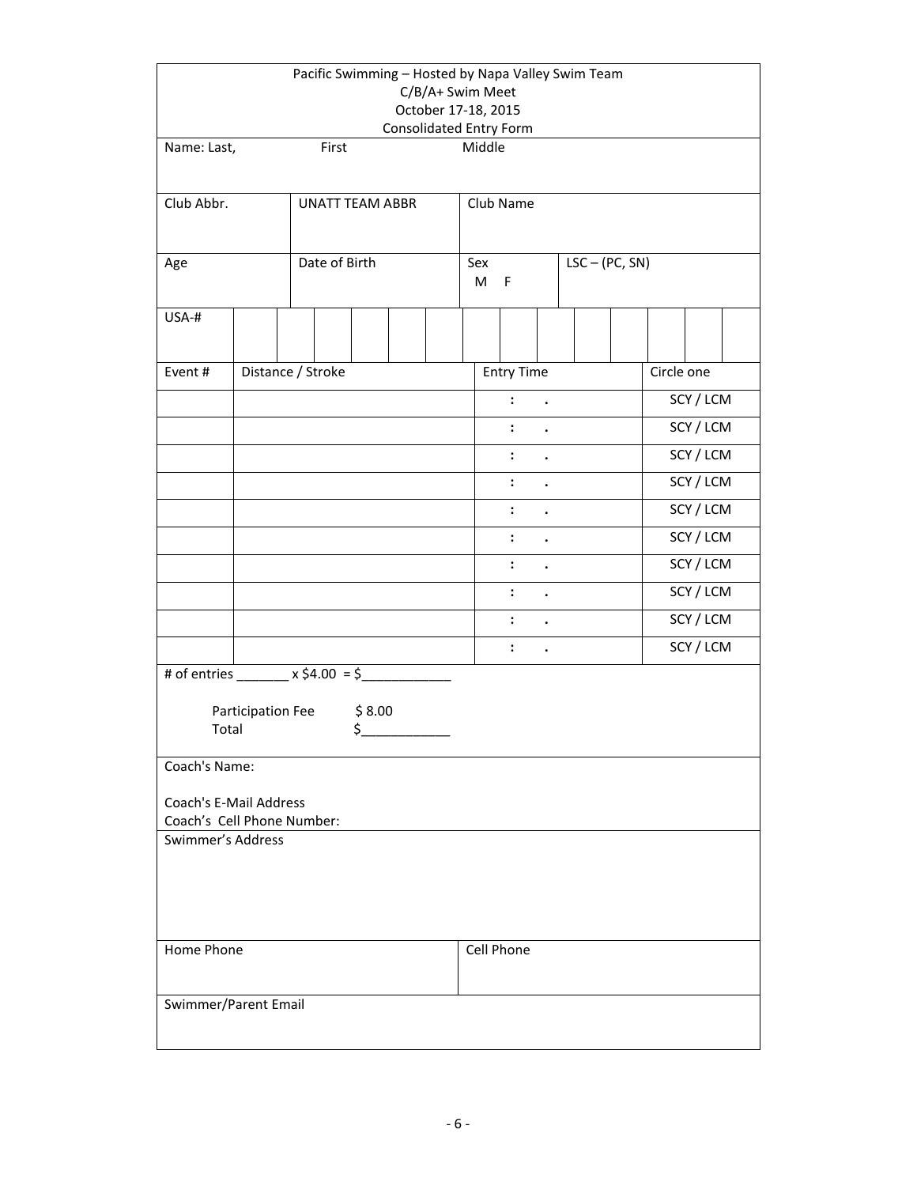Pacific Swimming – Hosted by Napa Valley Swim Team
C/B/A+ Swim Meet
October 17-18, 2015
Consolidated Entry Form

| | | |
|---|---|---|
| Name: Last, | First | Middle |
| Club Abbr. | UNATT TEAM ABBR | Club Name |
| Age | Date of Birth | Sex M F / LSC – (PC, SN) |

| | | | | | | | | | | | | | | |
|---|---|---|---|---|---|---|---|---|---|---|---|---|---|---|
| USA-# | | | | | | | | | | | | | | |

| Event # | Distance / Stroke | Entry Time | Circle one |
|---|---|---|---|
| | | : . | SCY / LCM |
| | | : . | SCY / LCM |
| | | : . | SCY / LCM |
| | | : . | SCY / LCM |
| | | : . | SCY / LCM |
| | | : . | SCY / LCM |
| | | : . | SCY / LCM |
| | | : . | SCY / LCM |
| | | : . | SCY / LCM |
| | | : . | SCY / LCM |

# of entries _______ x $4.00 = $____________

Participation Fee $ 8.00
Total $____________

Coach's Name:

Coach's E-Mail Address
Coach's Cell Phone Number:

Swimmer's Address

| | |
|---|---|
| Home Phone | Cell Phone |

Swimmer/Parent Email